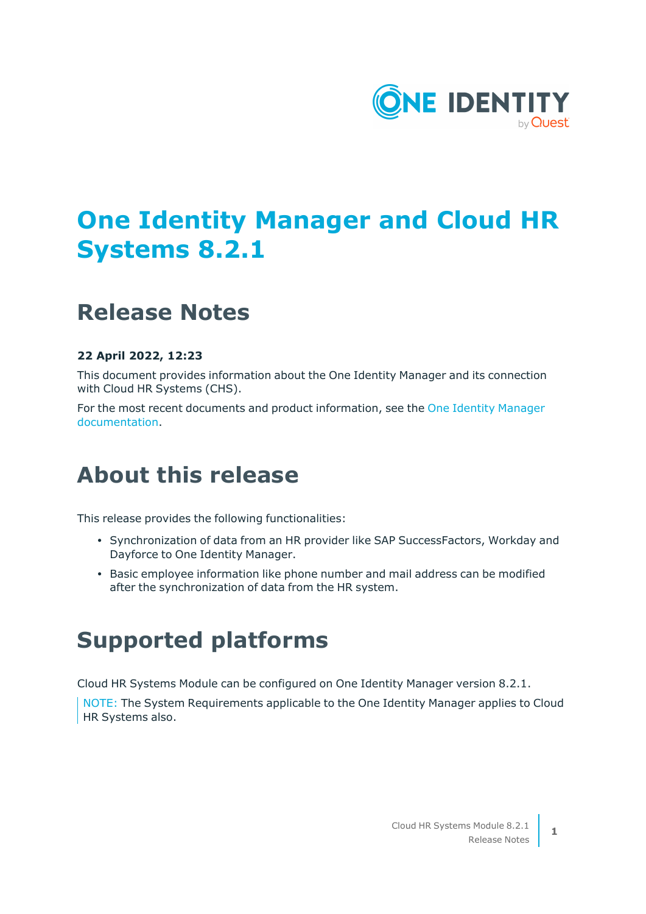# One Identity Manager and Cloud HR Systems 8.2.1

## Release Notes

**22 April 2022, 12:23**

This document provides information about the One Identity Manager and its connection with Cloud HR Systems (CHS).

For the most recent documents and product information, see the One Identity Manager documentation.

# About this release

This release provides the following functionalities:

- Synchronization of data from an HR provider like SAP SuccessFactors, Workday and Dayforce to One Identity Manager.
- Basic employee information like phone number and mail address can be modified after the synchronization of data from the HR system.

# Supported platforms

Cloud HR Systems Module can be configured on One Identity Manager version 8.2.1.

> NOTE: The System Requirements applicable to the One Identity Manager applies to Cloud HR Systems also.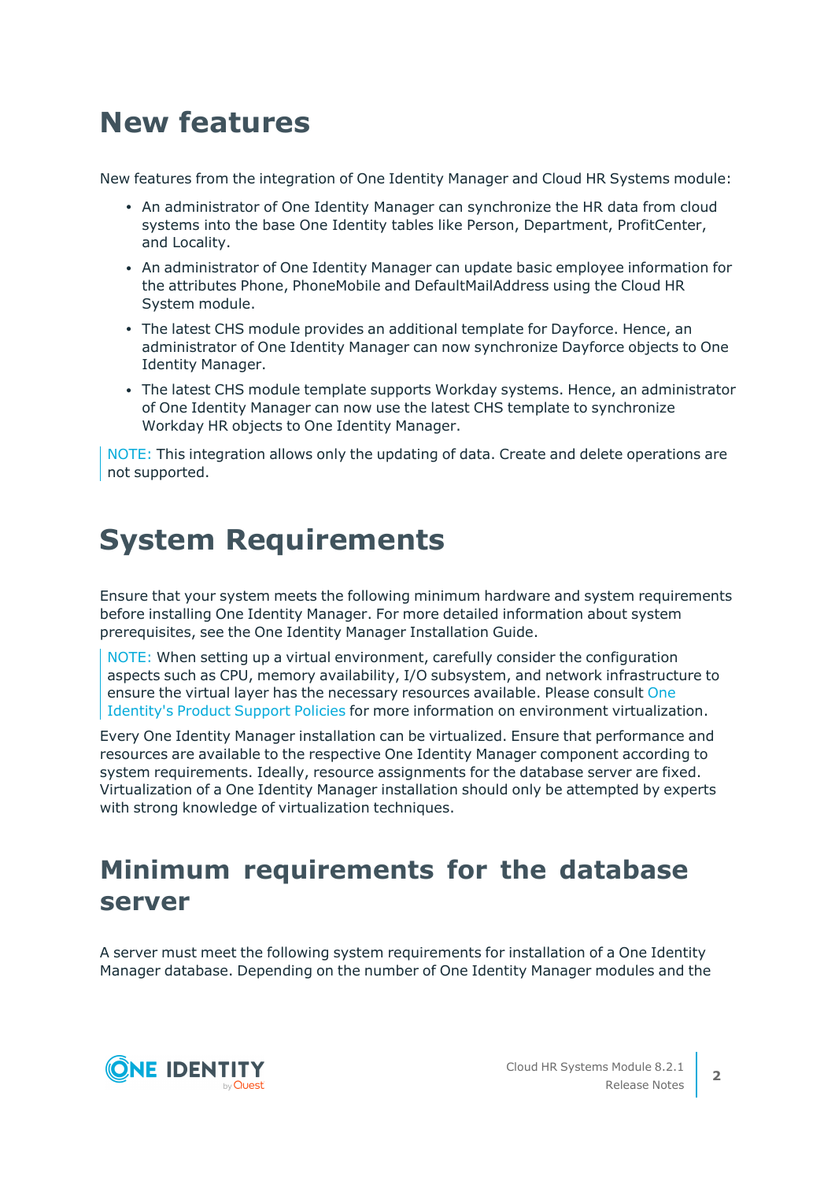# New features

New features from the integration of One Identity Manager and Cloud HR Systems module:

- An administrator of One Identity Manager can synchronize the HR data from cloud systems into the base One Identity tables like Person, Department, ProfitCenter, and Locality.
- An administrator of One Identity Manager can update basic employee information for the attributes Phone, PhoneMobile and DefaultMailAddress using the Cloud HR System module.
- The latest CHS module provides an additional template for Dayforce. Hence, an administrator of One Identity Manager can now synchronize Dayforce objects to One Identity Manager.
- The latest CHS module template supports Workday systems. Hence, an administrator of One Identity Manager can now use the latest CHS template to synchronize Workday HR objects to One Identity Manager.

> NOTE: This integration allows only the updating of data. Create and delete operations are not supported.

# System Requirements

Ensure that your system meets the following minimum hardware and system requirements before installing One Identity Manager. For more detailed information about system prerequisites, see the One Identity Manager Installation Guide.

> NOTE: When setting up a virtual environment, carefully consider the configuration aspects such as CPU, memory availability, I/O subsystem, and network infrastructure to ensure the virtual layer has the necessary resources available. Please consult One Identity's Product Support Policies for more information on environment virtualization.

Every One Identity Manager installation can be virtualized. Ensure that performance and resources are available to the respective One Identity Manager component according to system requirements. Ideally, resource assignments for the database server are fixed. Virtualization of a One Identity Manager installation should only be attempted by experts with strong knowledge of virtualization techniques.

## Minimum requirements for the database server

A server must meet the following system requirements for installation of a One Identity Manager database. Depending on the number of One Identity Manager modules and the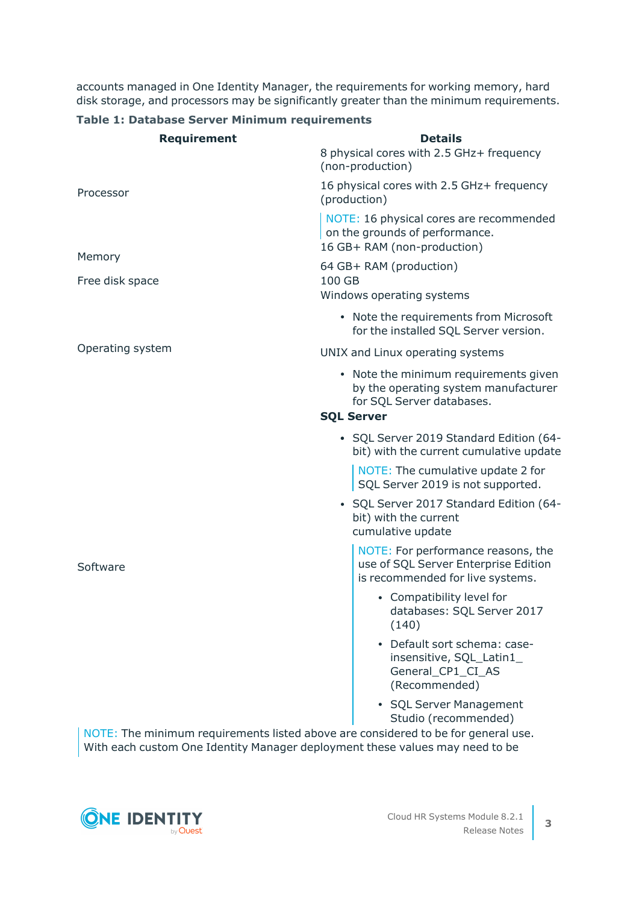accounts managed in One Identity Manager, the requirements for working memory, hard disk storage, and processors may be significantly greater than the minimum requirements.

**Table 1: Database Server Minimum requirements**

| Requirement | Details |
|---|---|
| Processor | 8 physical cores with 2.5 GHz+ frequency (non-production)<br><br>16 physical cores with 2.5 GHz+ frequency (production)<br><br>NOTE: 16 physical cores are recommended on the grounds of performance. |
| Memory | 16 GB+ RAM (non-production)<br><br>64 GB+ RAM (production) |
| Free disk space | 100 GB |
| Operating system | Windows operating systems<br><br>• Note the requirements from Microsoft for the installed SQL Server version.<br><br>UNIX and Linux operating systems<br><br>• Note the minimum requirements given by the operating system manufacturer for SQL Server databases. |
| Software | **SQL Server**<br><br>• SQL Server 2019 Standard Edition (64-bit) with the current cumulative update<br><br>NOTE: The cumulative update 2 for SQL Server 2019 is not supported.<br><br>• SQL Server 2017 Standard Edition (64-bit) with the current cumulative update<br><br>NOTE: For performance reasons, the use of SQL Server Enterprise Edition is recommended for live systems.<br><br>• Compatibility level for databases: SQL Server 2017 (140)<br><br>• Default sort schema: case-insensitive, SQL_Latin1_General_CP1_CI_AS (Recommended)<br><br>• SQL Server Management Studio (recommended) |

NOTE: The minimum requirements listed above are considered to be for general use. With each custom One Identity Manager deployment these values may need to be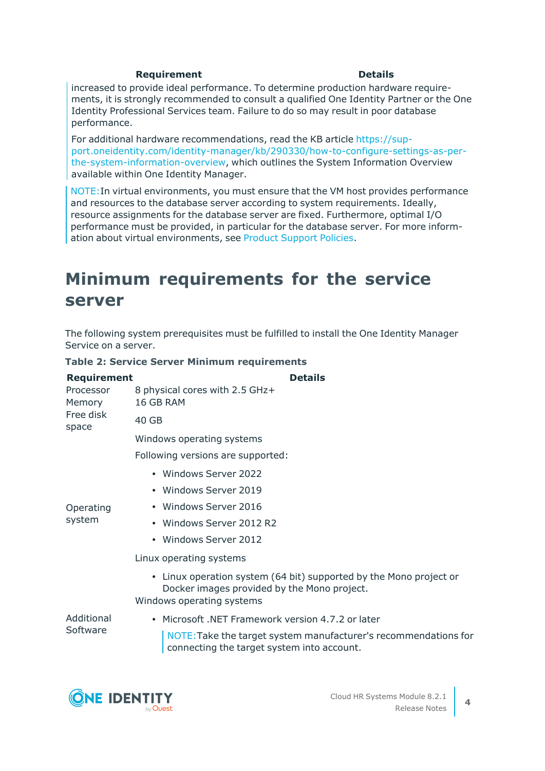| Requirement | Details |
|---|---|
| | increased to provide ideal performance. To determine production hardware requirements, it is strongly recommended to consult a qualified One Identity Partner or the One Identity Professional Services team. Failure to do so may result in poor database performance.<br><br>For additional hardware recommendations, read the KB article https://support.oneidentity.com/identity-manager/kb/290330/how-to-configure-settings-as-per-the-system-information-overview, which outlines the System Information Overview available within One Identity Manager. |

NOTE:In virtual environments, you must ensure that the VM host provides performance and resources to the database server according to system requirements. Ideally, resource assignments for the database server are fixed. Furthermore, optimal I/O performance must be provided, in particular for the database server. For more information about virtual environments, see Product Support Policies.

# Minimum requirements for the service server

The following system prerequisites must be fulfilled to install the One Identity Manager Service on a server.

**Table 2: Service Server Minimum requirements**

| Requirement | Details |
|---|---|
| Processor | 8 physical cores with 2.5 GHz+ |
| Memory | 16 GB RAM |
| Free disk space | 40 GB |
| Operating system | Windows operating systems<br><br>Following versions are supported:<br><br>- Windows Server 2022<br>- Windows Server 2019<br>- Windows Server 2016<br>- Windows Server 2012 R2<br>- Windows Server 2012<br><br>Linux operating systems<br><br>- Linux operation system (64 bit) supported by the Mono project or Docker images provided by the Mono project. |
| Additional Software | Windows operating systems<br><br>- Microsoft .NET Framework version 4.7.2 or later<br><br>NOTE:Take the target system manufacturer's recommendations for connecting the target system into account. |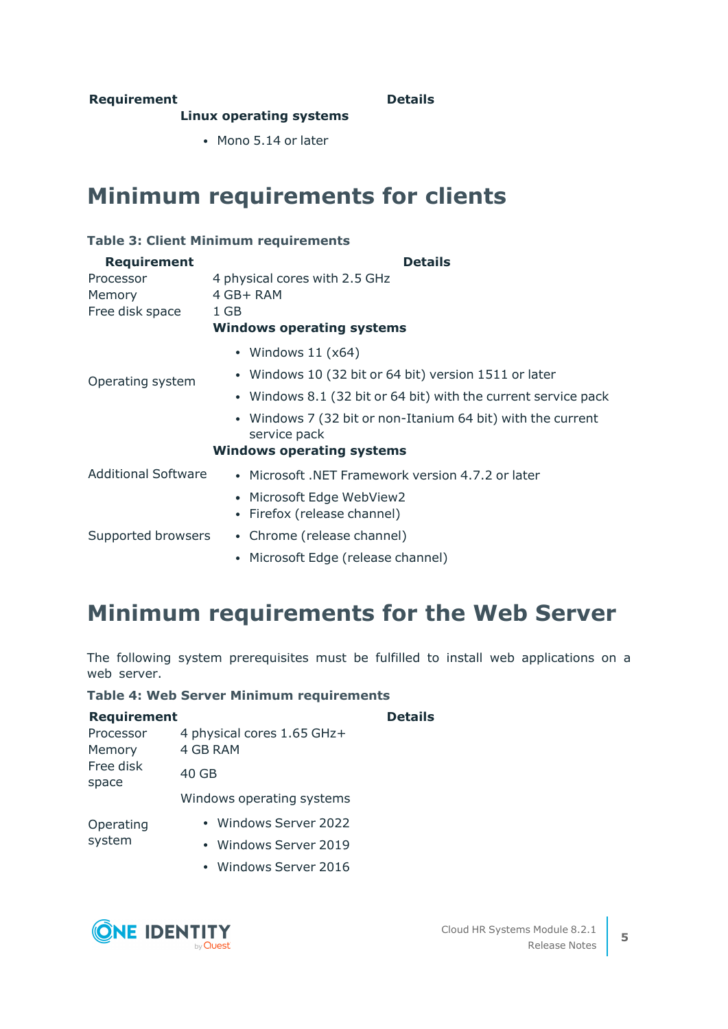| Requirement | Details |
|---|---|
| | **Linux operating systems**<br>• Mono 5.14 or later |

## Minimum requirements for clients

**Table 3: Client Minimum requirements**

| Requirement | Details |
|---|---|
| Processor | 4 physical cores with 2.5 GHz |
| Memory | 4 GB+ RAM |
| Free disk space | 1 GB |
| Operating system | **Windows operating systems**<br>• Windows 11 (x64)<br>• Windows 10 (32 bit or 64 bit) version 1511 or later<br>• Windows 8.1 (32 bit or 64 bit) with the current service pack<br>• Windows 7 (32 bit or non-Itanium 64 bit) with the current service pack |
| Additional Software | **Windows operating systems**<br>• Microsoft .NET Framework version 4.7.2 or later<br>• Microsoft Edge WebView2 |
| Supported browsers | • Firefox (release channel)<br>• Chrome (release channel)<br>• Microsoft Edge (release channel) |

## Minimum requirements for the Web Server

The following system prerequisites must be fulfilled to install web applications on a web server.

**Table 4: Web Server Minimum requirements**

| Requirement | Details |
|---|---|
| Processor | 4 physical cores 1.65 GHz+ |
| Memory | 4 GB RAM |
| Free disk space | 40 GB |
| Operating system | Windows operating systems<br>• Windows Server 2022<br>• Windows Server 2019<br>• Windows Server 2016 |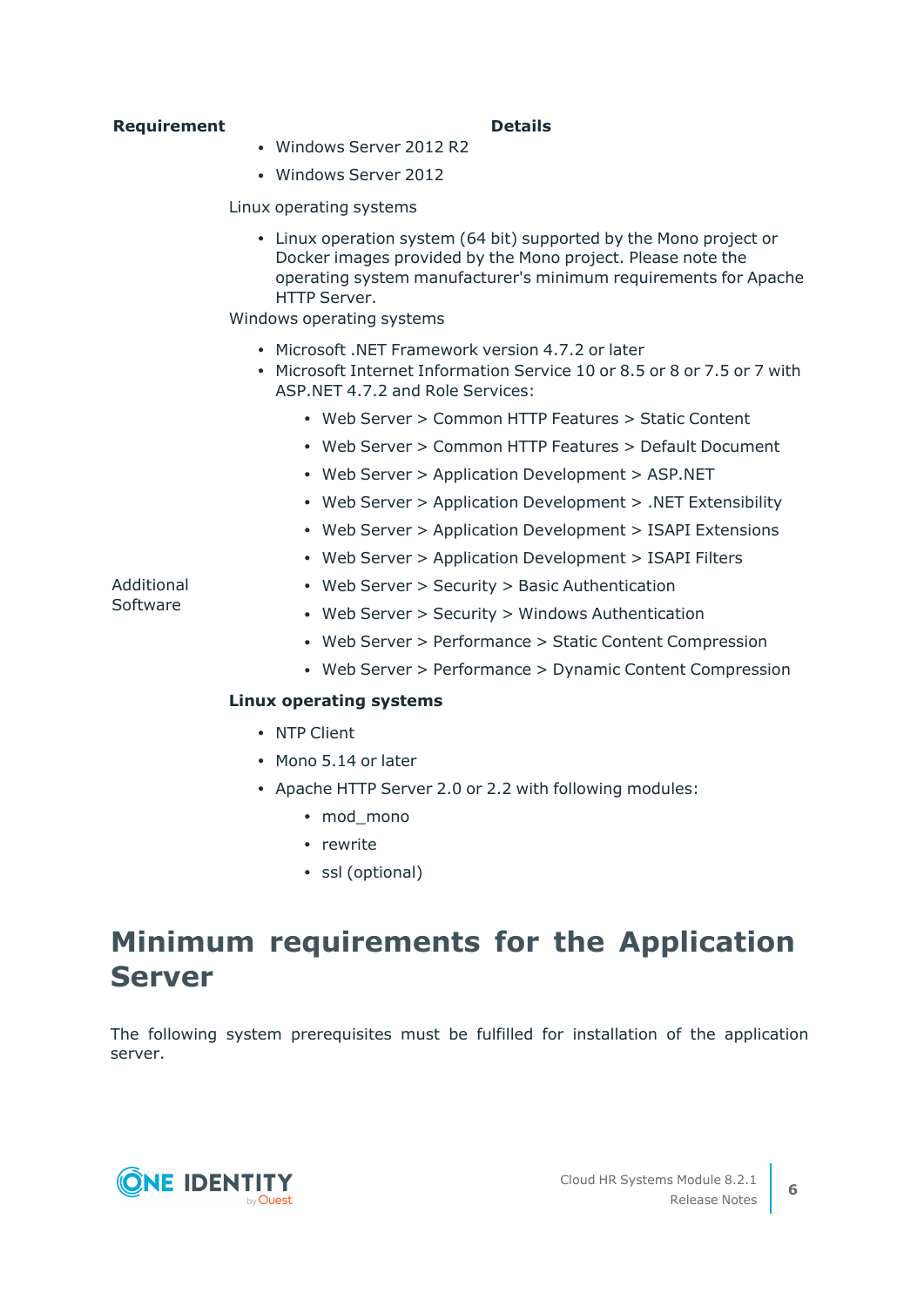| Requirement | Details |
| --- | --- |
| | • Windows Server 2012 R2<br>• Windows Server 2012<br><br>Linux operating systems<br><br>• Linux operation system (64 bit) supported by the Mono project or Docker images provided by the Mono project. Please note the operating system manufacturer's minimum requirements for Apache HTTP Server. |
| Additional Software | Windows operating systems<br><br>• Microsoft .NET Framework version 4.7.2 or later<br>• Microsoft Internet Information Service 10 or 8.5 or 8 or 7.5 or 7 with ASP.NET 4.7.2 and Role Services:<br>  • Web Server > Common HTTP Features > Static Content<br>  • Web Server > Common HTTP Features > Default Document<br>  • Web Server > Application Development > ASP.NET<br>  • Web Server > Application Development > .NET Extensibility<br>  • Web Server > Application Development > ISAPI Extensions<br>  • Web Server > Application Development > ISAPI Filters<br>  • Web Server > Security > Basic Authentication<br>  • Web Server > Security > Windows Authentication<br>  • Web Server > Performance > Static Content Compression<br>  • Web Server > Performance > Dynamic Content Compression<br><br>**Linux operating systems**<br><br>• NTP Client<br>• Mono 5.14 or later<br>• Apache HTTP Server 2.0 or 2.2 with following modules:<br>  • mod_mono<br>  • rewrite<br>  • ssl (optional) |

# Minimum requirements for the Application Server

The following system prerequisites must be fulfilled for installation of the application server.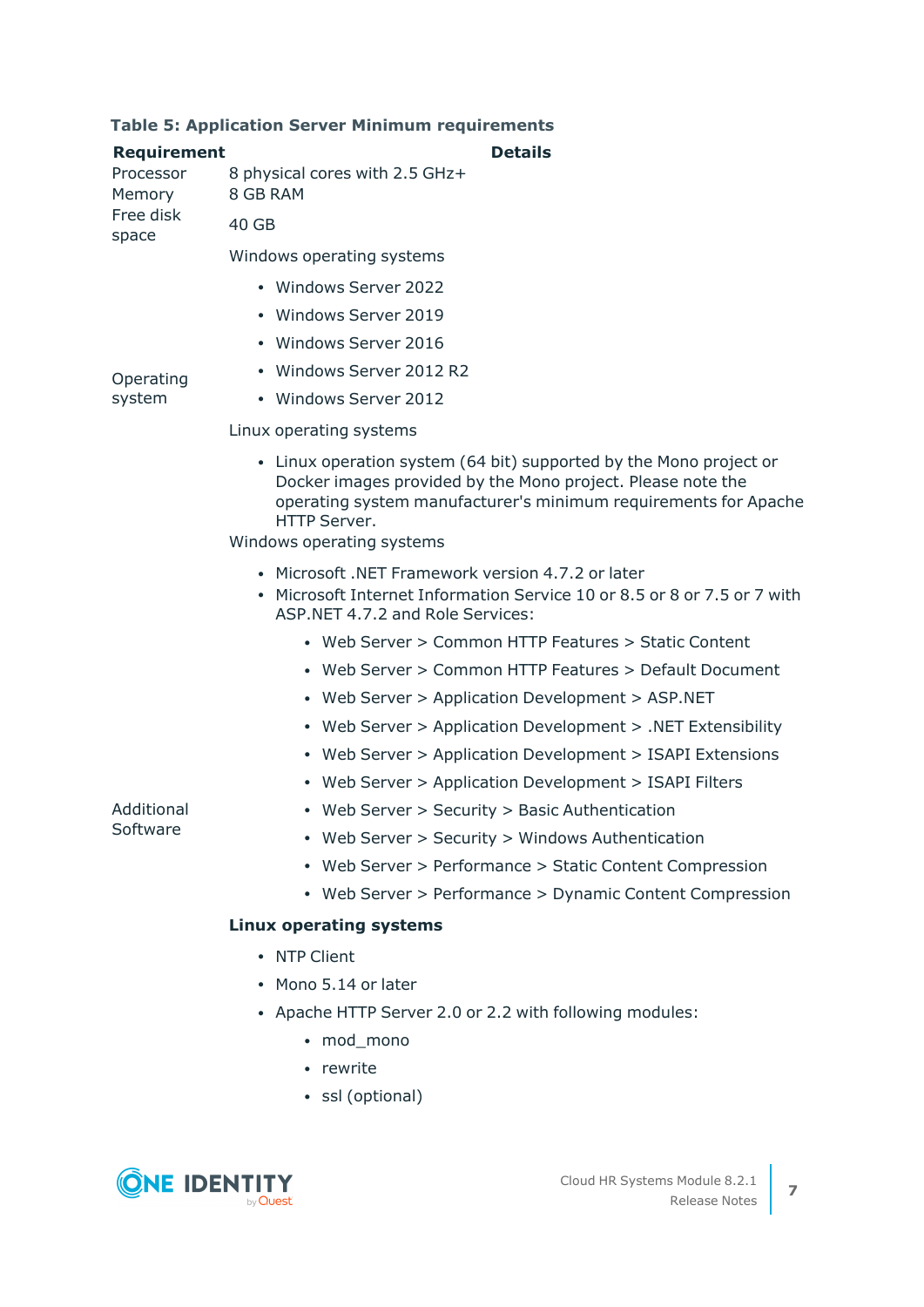**Table 5: Application Server Minimum requirements**

| Requirement | Details |
| --- | --- |
| Processor | 8 physical cores with 2.5 GHz+ |
| Memory | 8 GB RAM |
| Free disk space | 40 GB |
| Operating system | Windows operating systems<br><ul><li>Windows Server 2022</li><li>Windows Server 2019</li><li>Windows Server 2016</li><li>Windows Server 2012 R2</li><li>Windows Server 2012</li></ul>Linux operating systems<br><ul><li>Linux operation system (64 bit) supported by the Mono project or Docker images provided by the Mono project. Please note the operating system manufacturer's minimum requirements for Apache HTTP Server.</li></ul> |
| Additional Software | Windows operating systems<br><ul><li>Microsoft .NET Framework version 4.7.2 or later</li><li>Microsoft Internet Information Service 10 or 8.5 or 8 or 7.5 or 7 with ASP.NET 4.7.2 and Role Services:<ul><li>Web Server > Common HTTP Features > Static Content</li><li>Web Server > Common HTTP Features > Default Document</li><li>Web Server > Application Development > ASP.NET</li><li>Web Server > Application Development > .NET Extensibility</li><li>Web Server > Application Development > ISAPI Extensions</li><li>Web Server > Application Development > ISAPI Filters</li><li>Web Server > Security > Basic Authentication</li><li>Web Server > Security > Windows Authentication</li><li>Web Server > Performance > Static Content Compression</li><li>Web Server > Performance > Dynamic Content Compression</li></ul></li></ul>**Linux operating systems**<br><ul><li>NTP Client</li><li>Mono 5.14 or later</li><li>Apache HTTP Server 2.0 or 2.2 with following modules:<ul><li>mod_mono</li><li>rewrite</li><li>ssl (optional)</li></ul></li></ul> |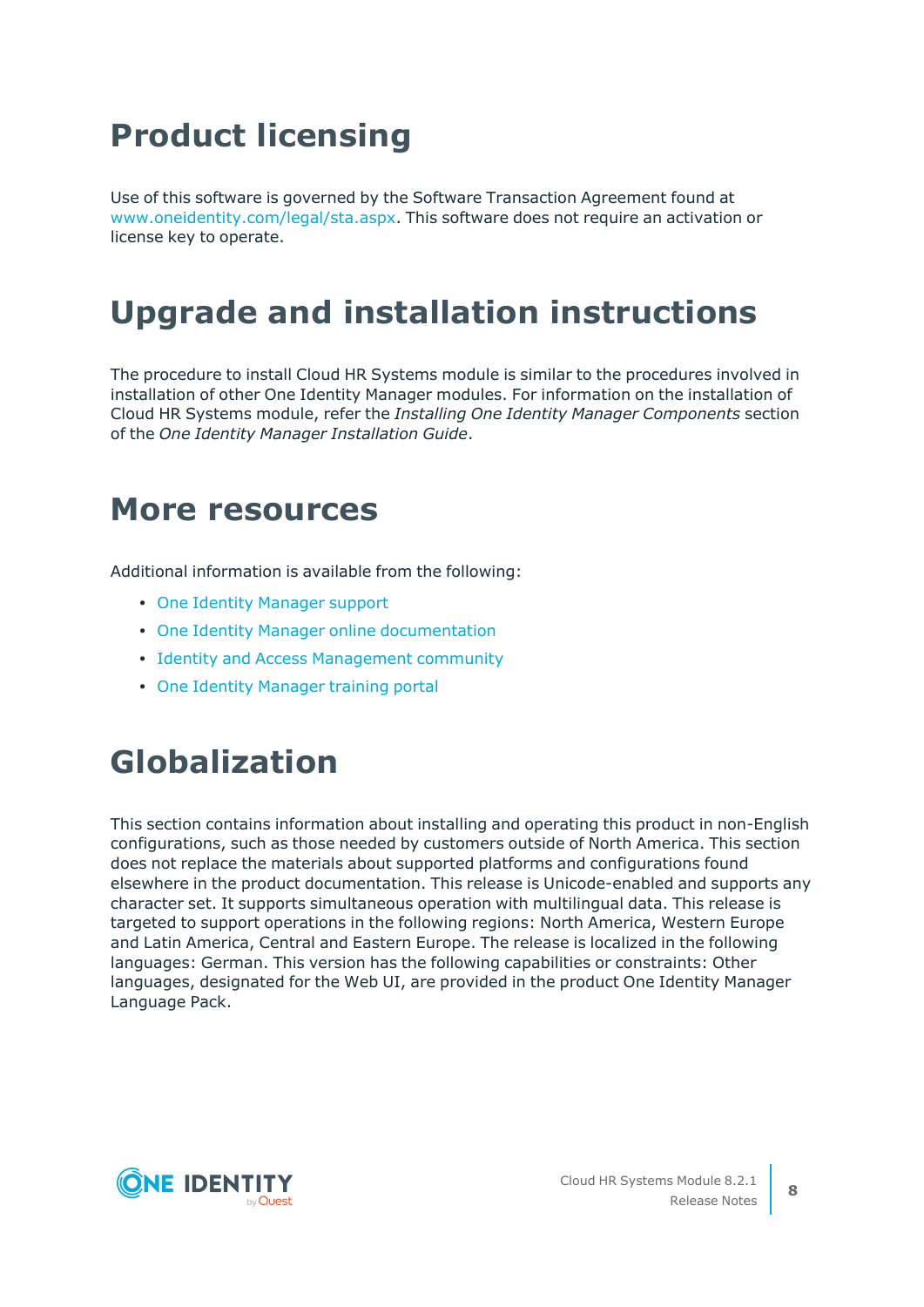# Product licensing

Use of this software is governed by the Software Transaction Agreement found at www.oneidentity.com/legal/sta.aspx. This software does not require an activation or license key to operate.

# Upgrade and installation instructions

The procedure to install Cloud HR Systems module is similar to the procedures involved in installation of other One Identity Manager modules. For information on the installation of Cloud HR Systems module, refer the *Installing One Identity Manager Components* section of the *One Identity Manager Installation Guide*.

# More resources

Additional information is available from the following:

- One Identity Manager support
- One Identity Manager online documentation
- Identity and Access Management community
- One Identity Manager training portal

# Globalization

This section contains information about installing and operating this product in non-English configurations, such as those needed by customers outside of North America. This section does not replace the materials about supported platforms and configurations found elsewhere in the product documentation. This release is Unicode-enabled and supports any character set. It supports simultaneous operation with multilingual data. This release is targeted to support operations in the following regions: North America, Western Europe and Latin America, Central and Eastern Europe. The release is localized in the following languages: German. This version has the following capabilities or constraints: Other languages, designated for the Web UI, are provided in the product One Identity Manager Language Pack.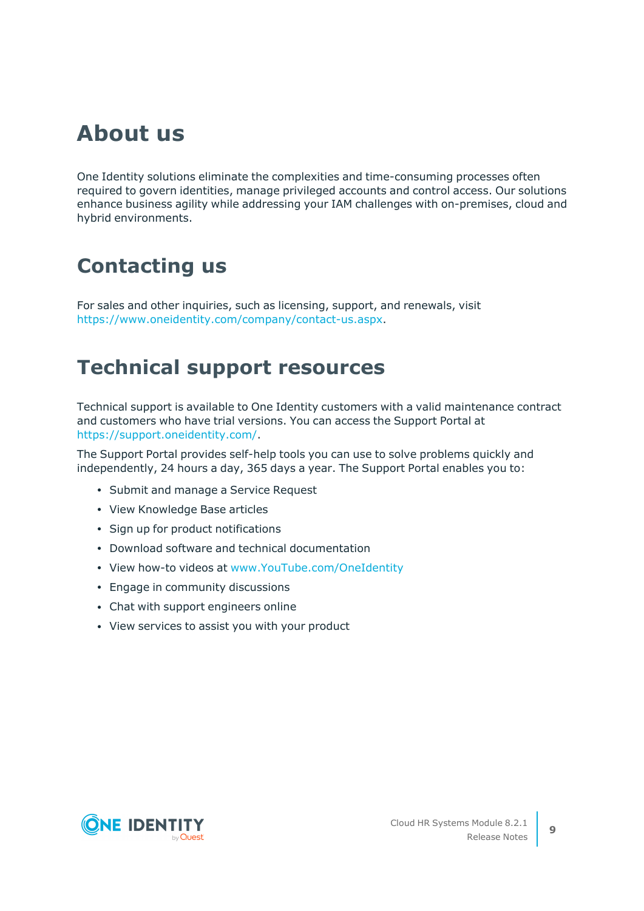# About us

One Identity solutions eliminate the complexities and time-consuming processes often required to govern identities, manage privileged accounts and control access. Our solutions enhance business agility while addressing your IAM challenges with on-premises, cloud and hybrid environments.

# Contacting us

For sales and other inquiries, such as licensing, support, and renewals, visit https://www.oneidentity.com/company/contact-us.aspx.

# Technical support resources

Technical support is available to One Identity customers with a valid maintenance contract and customers who have trial versions. You can access the Support Portal at https://support.oneidentity.com/.

The Support Portal provides self-help tools you can use to solve problems quickly and independently, 24 hours a day, 365 days a year. The Support Portal enables you to:

- Submit and manage a Service Request
- View Knowledge Base articles
- Sign up for product notifications
- Download software and technical documentation
- View how-to videos at www.YouTube.com/OneIdentity
- Engage in community discussions
- Chat with support engineers online
- View services to assist you with your product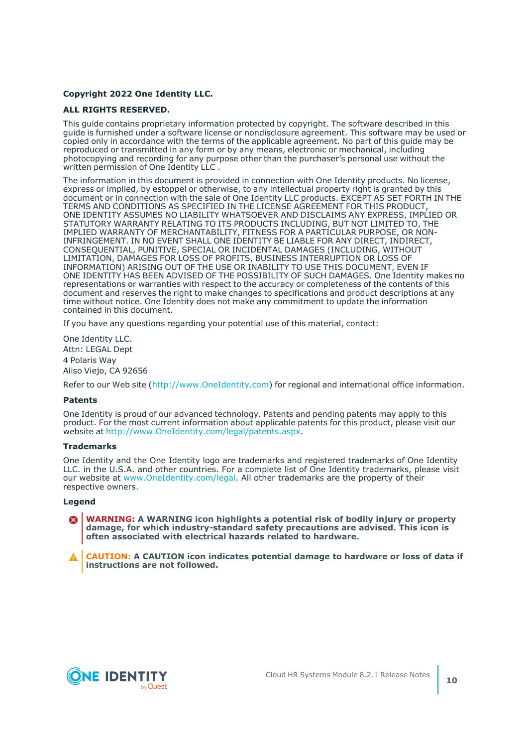**Copyright 2022 One Identity LLC.**

**ALL RIGHTS RESERVED.**

This guide contains proprietary information protected by copyright. The software described in this guide is furnished under a software license or nondisclosure agreement. This software may be used or copied only in accordance with the terms of the applicable agreement. No part of this guide may be reproduced or transmitted in any form or by any means, electronic or mechanical, including photocopying and recording for any purpose other than the purchaser's personal use without the written permission of One Identity LLC .

The information in this document is provided in connection with One Identity products. No license, express or implied, by estoppel or otherwise, to any intellectual property right is granted by this document or in connection with the sale of One Identity LLC products. EXCEPT AS SET FORTH IN THE TERMS AND CONDITIONS AS SPECIFIED IN THE LICENSE AGREEMENT FOR THIS PRODUCT, ONE IDENTITY ASSUMES NO LIABILITY WHATSOEVER AND DISCLAIMS ANY EXPRESS, IMPLIED OR STATUTORY WARRANTY RELATING TO ITS PRODUCTS INCLUDING, BUT NOT LIMITED TO, THE IMPLIED WARRANTY OF MERCHANTABILITY, FITNESS FOR A PARTICULAR PURPOSE, OR NON-INFRINGEMENT. IN NO EVENT SHALL ONE IDENTITY BE LIABLE FOR ANY DIRECT, INDIRECT, CONSEQUENTIAL, PUNITIVE, SPECIAL OR INCIDENTAL DAMAGES (INCLUDING, WITHOUT LIMITATION, DAMAGES FOR LOSS OF PROFITS, BUSINESS INTERRUPTION OR LOSS OF INFORMATION) ARISING OUT OF THE USE OR INABILITY TO USE THIS DOCUMENT, EVEN IF ONE IDENTITY HAS BEEN ADVISED OF THE POSSIBILITY OF SUCH DAMAGES. One Identity makes no representations or warranties with respect to the accuracy or completeness of the contents of this document and reserves the right to make changes to specifications and product descriptions at any time without notice. One Identity does not make any commitment to update the information contained in this document.

If you have any questions regarding your potential use of this material, contact:

One Identity LLC.
Attn: LEGAL Dept
4 Polaris Way
Aliso Viejo, CA 92656

Refer to our Web site (http://www.OneIdentity.com) for regional and international office information.

**Patents**

One Identity is proud of our advanced technology. Patents and pending patents may apply to this product. For the most current information about applicable patents for this product, please visit our website at http://www.OneIdentity.com/legal/patents.aspx.

**Trademarks**

One Identity and the One Identity logo are trademarks and registered trademarks of One Identity LLC. in the U.S.A. and other countries. For a complete list of One Identity trademarks, please visit our website at www.OneIdentity.com/legal. All other trademarks are the property of their respective owners.

**Legend**

**WARNING: A WARNING icon highlights a potential risk of bodily injury or property damage, for which industry-standard safety precautions are advised. This icon is often associated with electrical hazards related to hardware.**

**CAUTION: A CAUTION icon indicates potential damage to hardware or loss of data if instructions are not followed.**